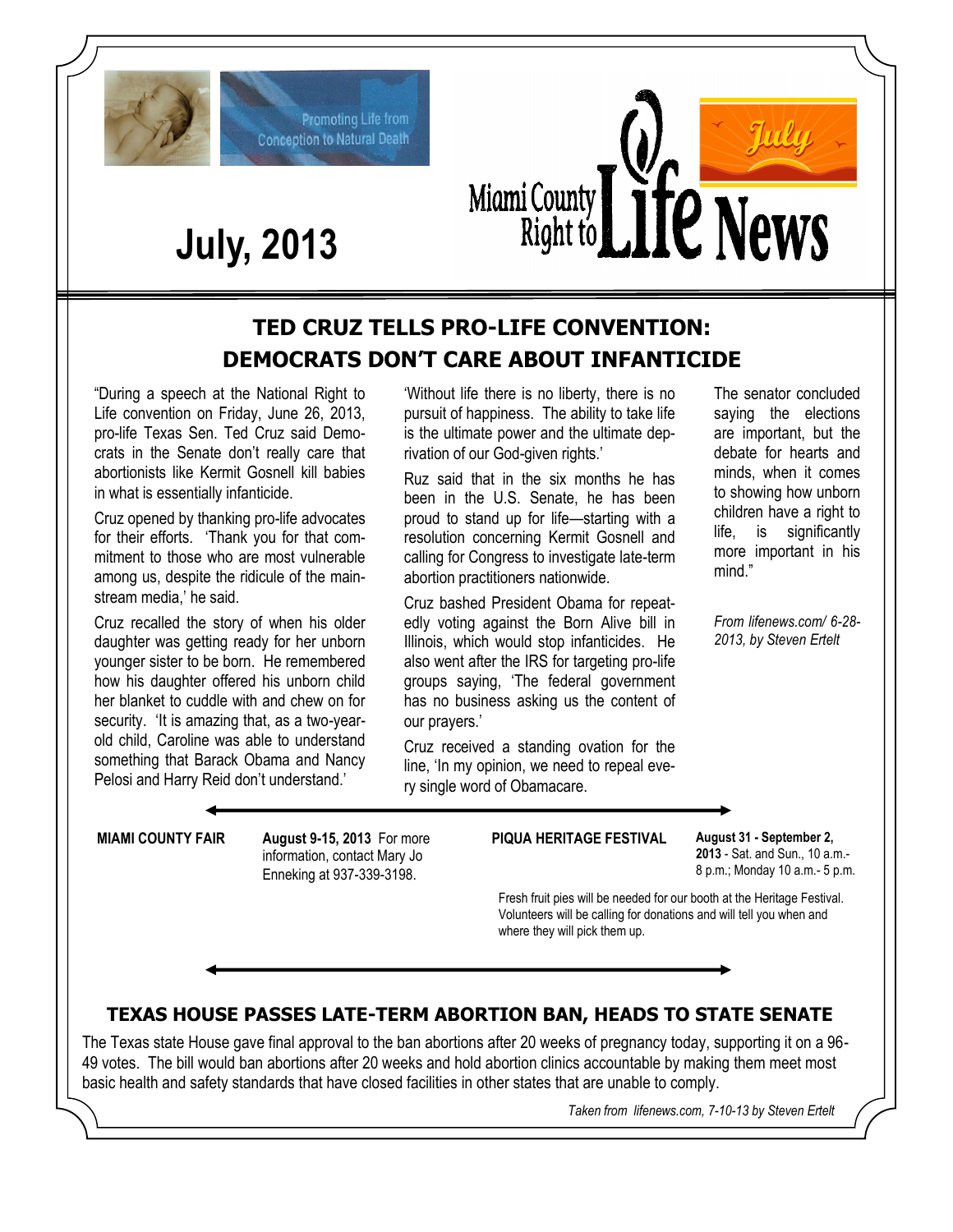Promoting Life from Conception to Natural Death

# July, 2013

Miami County Right to Life News

July

## TED CRUZ TELLS PRO-LIFE CONVENTION: DEMOCRATS DON'T CARE ABOUT INFANTICIDE

"During a speech at the National Right to Life convention on Friday, June 26, 2013, pro-life Texas Sen. Ted Cruz said Democrats in the Senate don't really care that abortionists like Kermit Gosnell kill babies in what is essentially infanticide.

Cruz opened by thanking pro-life advocates for their efforts. 'Thank you for that commitment to those who are most vulnerable among us, despite the ridicule of the mainstream media,' he said.

Cruz recalled the story of when his older daughter was getting ready for her unborn younger sister to be born. He remembered how his daughter offered his unborn child her blanket to cuddle with and chew on for security. 'It is amazing that, as a two-year-old child, Caroline was able to understand something that Barack Obama and Nancy Pelosi and Harry Reid don't understand.'

'Without life there is no liberty, there is no pursuit of happiness. The ability to take life is the ultimate power and the ultimate deprivation of our God-given rights.'

Ruz said that in the six months he has been in the U.S. Senate, he has been proud to stand up for life—starting with a resolution concerning Kermit Gosnell and calling for Congress to investigate late-term abortion practitioners nationwide.

Cruz bashed President Obama for repeatedly voting against the Born Alive bill in Illinois, which would stop infanticides. He also went after the IRS for targeting pro-life groups saying, 'The federal government has no business asking us the content of our prayers.'

Cruz received a standing ovation for the line, 'In my opinion, we need to repeal every single word of Obamacare.

The senator concluded saying the elections are important, but the debate for hearts and minds, when it comes to showing how unborn children have a right to life, is significantly more important in his mind."

*From lifenews.com/ 6-28-2013, by Steven Ertelt*

---

**MIAMI COUNTY FAIR** — **August 9-15, 2013** For more information, contact Mary Jo Enneking at 937-339-3198.

**PIQUA HERITAGE FESTIVAL** — **August 31 - September 2, 2013** - Sat. and Sun., 10 a.m.- 8 p.m.; Monday 10 a.m.- 5 p.m.

Fresh fruit pies will be needed for our booth at the Heritage Festival. Volunteers will be calling for donations and will tell you when and where they will pick them up.

---

## TEXAS HOUSE PASSES LATE-TERM ABORTION BAN, HEADS TO STATE SENATE

The Texas state House gave final approval to the ban abortions after 20 weeks of pregnancy today, supporting it on a 96-49 votes. The bill would ban abortions after 20 weeks and hold abortion clinics accountable by making them meet most basic health and safety standards that have closed facilities in other states that are unable to comply.

*Taken from lifenews.com, 7-10-13 by Steven Ertelt*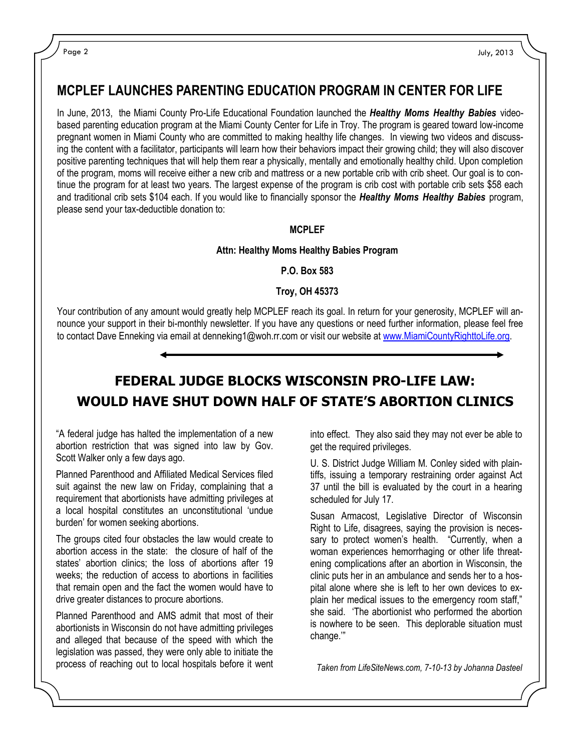## MCPLEF LAUNCHES PARENTING EDUCATION PROGRAM IN CENTER FOR LIFE

In June, 2013, the Miami County Pro-Life Educational Foundation launched the ***Healthy Moms Healthy Babies*** video-based parenting education program at the Miami County Center for Life in Troy. The program is geared toward low-income pregnant women in Miami County who are committed to making healthy life changes. In viewing two videos and discussing the content with a facilitator, participants will learn how their behaviors impact their growing child; they will also discover positive parenting techniques that will help them rear a physically, mentally and emotionally healthy child. Upon completion of the program, moms will receive either a new crib and mattress or a new portable crib with crib sheet. Our goal is to continue the program for at least two years. The largest expense of the program is crib cost with portable crib sets $58 each and traditional crib sets $104 each. If you would like to financially sponsor the ***Healthy Moms Healthy Babies*** program, please send your tax-deductible donation to:

**MCPLEF**

**Attn: Healthy Moms Healthy Babies Program**

**P.O. Box 583**

**Troy, OH 45373**

Your contribution of any amount would greatly help MCPLEF reach its goal. In return for your generosity, MCPLEF will announce your support in their bi-monthly newsletter. If you have any questions or need further information, please feel free to contact Dave Enneking via email at denneking1@woh.rr.com or visit our website at www.MiamiCountyRighttoLife.org.

---

## FEDERAL JUDGE BLOCKS WISCONSIN PRO-LIFE LAW: WOULD HAVE SHUT DOWN HALF OF STATE'S ABORTION CLINICS

"A federal judge has halted the implementation of a new abortion restriction that was signed into law by Gov. Scott Walker only a few days ago.

Planned Parenthood and Affiliated Medical Services filed suit against the new law on Friday, complaining that a requirement that abortionists have admitting privileges at a local hospital constitutes an unconstitutional 'undue burden' for women seeking abortions.

The groups cited four obstacles the law would create to abortion access in the state: the closure of half of the states' abortion clinics; the loss of abortions after 19 weeks; the reduction of access to abortions in facilities that remain open and the fact the women would have to drive greater distances to procure abortions.

Planned Parenthood and AMS admit that most of their abortionists in Wisconsin do not have admitting privileges and alleged that because of the speed with which the legislation was passed, they were only able to initiate the process of reaching out to local hospitals before it went into effect. They also said they may not ever be able to get the required privileges.

U. S. District Judge William M. Conley sided with plaintiffs, issuing a temporary restraining order against Act 37 until the bill is evaluated by the court in a hearing scheduled for July 17.

Susan Armacost, Legislative Director of Wisconsin Right to Life, disagrees, saying the provision is necessary to protect women's health. "Currently, when a woman experiences hemorrhaging or other life threatening complications after an abortion in Wisconsin, the clinic puts her in an ambulance and sends her to a hospital alone where she is left to her own devices to explain her medical issues to the emergency room staff," she said. 'The abortionist who performed the abortion is nowhere to be seen. This deplorable situation must change.'"

*Taken from LifeSiteNews.com, 7-10-13 by Johanna Dasteel*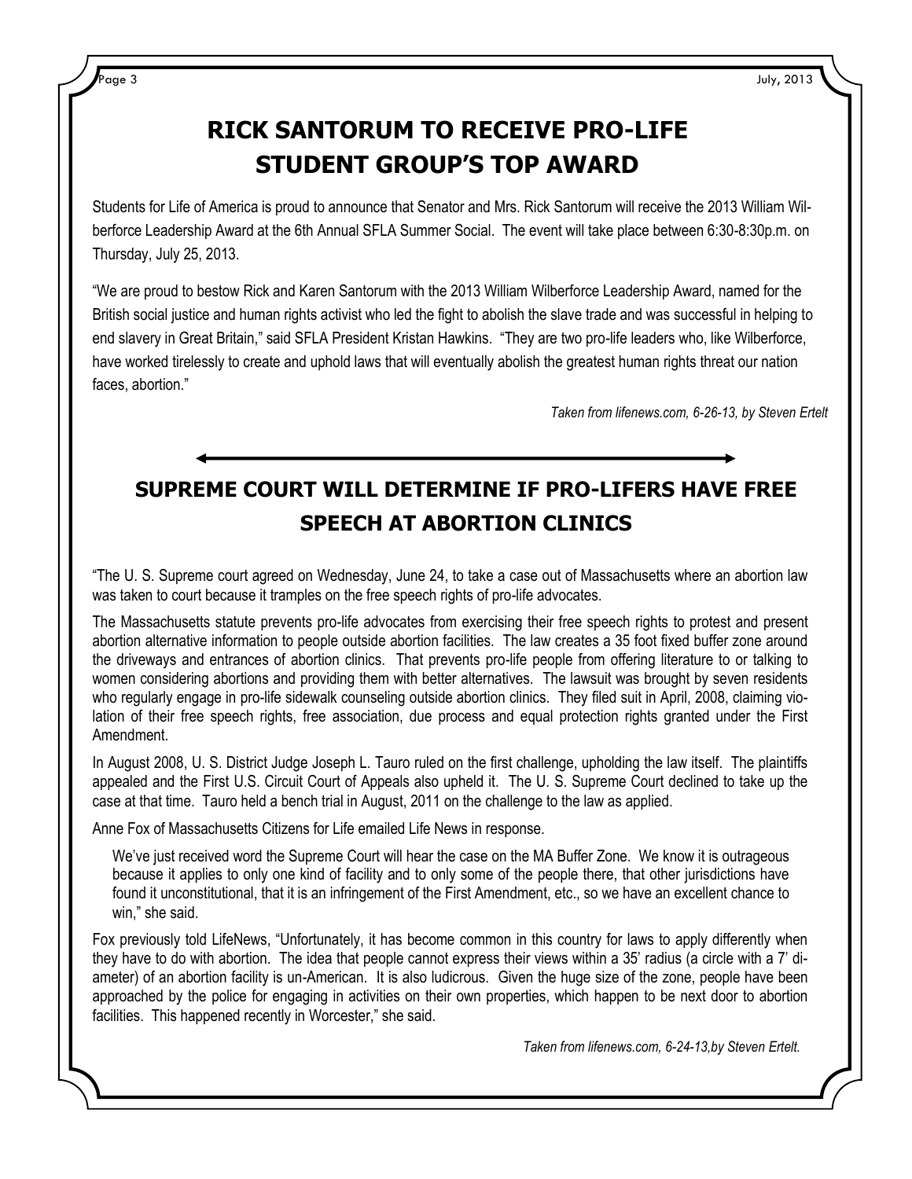# RICK SANTORUM TO RECEIVE PRO-LIFE STUDENT GROUP'S TOP AWARD

Students for Life of America is proud to announce that Senator and Mrs. Rick Santorum will receive the 2013 William Wilberforce Leadership Award at the 6th Annual SFLA Summer Social. The event will take place between 6:30-8:30p.m. on Thursday, July 25, 2013.

"We are proud to bestow Rick and Karen Santorum with the 2013 William Wilberforce Leadership Award, named for the British social justice and human rights activist who led the fight to abolish the slave trade and was successful in helping to end slavery in Great Britain," said SFLA President Kristan Hawkins. "They are two pro-life leaders who, like Wilberforce, have worked tirelessly to create and uphold laws that will eventually abolish the greatest human rights threat our nation faces, abortion."

*Taken from lifenews.com, 6-26-13, by Steven Ertelt*

# SUPREME COURT WILL DETERMINE IF PRO-LIFERS HAVE FREE SPEECH AT ABORTION CLINICS

"The U. S. Supreme court agreed on Wednesday, June 24, to take a case out of Massachusetts where an abortion law was taken to court because it tramples on the free speech rights of pro-life advocates.

The Massachusetts statute prevents pro-life advocates from exercising their free speech rights to protest and present abortion alternative information to people outside abortion facilities. The law creates a 35 foot fixed buffer zone around the driveways and entrances of abortion clinics. That prevents pro-life people from offering literature to or talking to women considering abortions and providing them with better alternatives. The lawsuit was brought by seven residents who regularly engage in pro-life sidewalk counseling outside abortion clinics. They filed suit in April, 2008, claiming violation of their free speech rights, free association, due process and equal protection rights granted under the First Amendment.

In August 2008, U. S. District Judge Joseph L. Tauro ruled on the first challenge, upholding the law itself. The plaintiffs appealed and the First U.S. Circuit Court of Appeals also upheld it. The U. S. Supreme Court declined to take up the case at that time. Tauro held a bench trial in August, 2011 on the challenge to the law as applied.

Anne Fox of Massachusetts Citizens for Life emailed Life News in response.

> We've just received word the Supreme Court will hear the case on the MA Buffer Zone. We know it is outrageous because it applies to only one kind of facility and to only some of the people there, that other jurisdictions have found it unconstitutional, that it is an infringement of the First Amendment, etc., so we have an excellent chance to win," she said.

Fox previously told LifeNews, "Unfortunately, it has become common in this country for laws to apply differently when they have to do with abortion. The idea that people cannot express their views within a 35' radius (a circle with a 7' diameter) of an abortion facility is un-American. It is also ludicrous. Given the huge size of the zone, people have been approached by the police for engaging in activities on their own properties, which happen to be next door to abortion facilities. This happened recently in Worcester," she said.

*Taken from lifenews.com, 6-24-13,by Steven Ertelt.*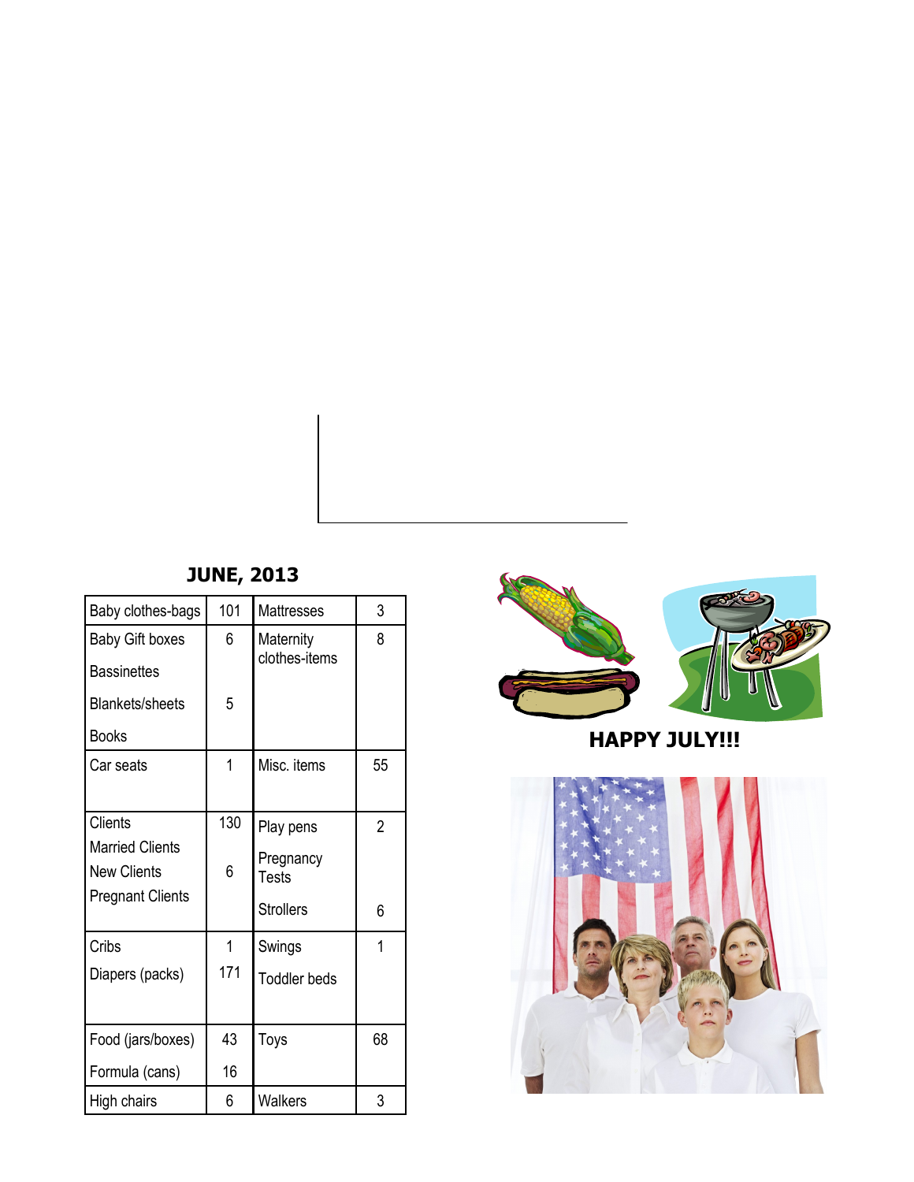## JUNE, 2013

| | | | |
|---|---|---|---|
| Baby clothes-bags | 101 | Mattresses | 3 |
| Baby Gift boxes<br>Bassinettes<br>Blankets/sheets<br>Books | 6<br><br>5<br> | Maternity clothes-items | 8 |
| Car seats | 1 | Misc. items | 55 |
| Clients<br>Married Clients<br>New Clients<br>Pregnant Clients | 130<br><br>6<br> | Play pens<br>Pregnancy Tests<br>Strollers | 2<br><br>6 |
| Cribs<br>Diapers (packs) | 1<br>171 | Swings<br>Toddler beds | 1<br> |
| Food (jars/boxes)<br>Formula (cans) | 43<br>16 | Toys | 68 |
| High chairs | 6 | Walkers | 3 |

**HAPPY JULY!!!**